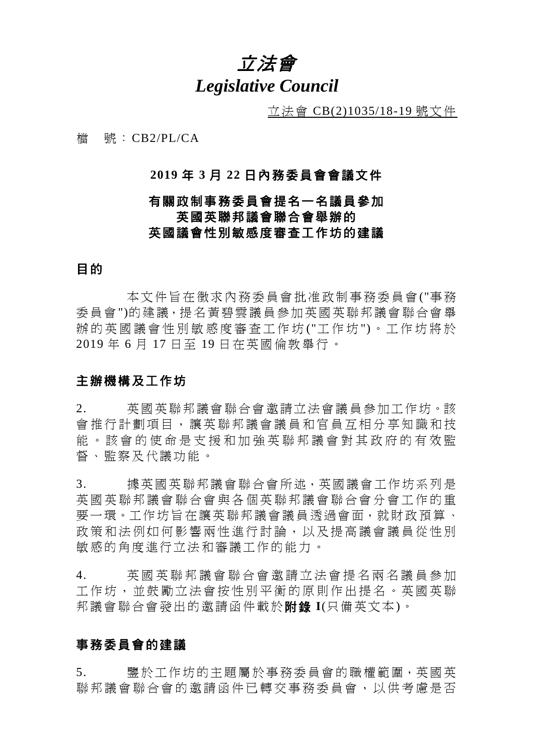# *立法會*
# *Legislative Council*

立法會 CB(2)1035/18-19 號文件

檔 號：CB2/PL/CA

## 2019 年 3 月 22 日內務委員會會議文件

## 有關政制事務委員會提名一名議員參加英國英聯邦議會聯合會舉辦的英國議會性別敏感度審查工作坊的建議

### 目的

本文件旨在徵求內務委員會批准政制事務委員會("事務委員會")的建議，提名黃碧雲議員參加英國英聯邦議會聯合會舉辦的英國議會性別敏感度審查工作坊("工作坊")。工作坊將於 2019 年 6 月 17 日至 19 日在英國倫敦舉行。

### 主辦機構及工作坊

2. 英國英聯邦議會聯合會邀請立法會議員參加工作坊。該會推行計劃項目，讓英聯邦議會議員和官員互相分享知識和技能。該會的使命是支援和加強英聯邦議會對其政府的有效監督、監察及代議功能。

3. 據英國英聯邦議會聯合會所述，英國議會工作坊系列是英國英聯邦議會聯合會與各個英聯邦議會聯合會分會工作的重要一環。工作坊旨在讓英聯邦議會議員透過會面，就財政預算、政策和法例如何影響兩性進行討論，以及提高議會議員從性別敏感的角度進行立法和審議工作的能力。

4. 英國英聯邦議會聯合會邀請立法會提名兩名議員參加工作坊，並鼓勵立法會按性別平衡的原則作出提名。英國英聯邦議會聯合會發出的邀請函件載於**附錄 I**(只備英文本)。

### 事務委員會的建議

5. 鑒於工作坊的主題屬於事務委員會的職權範圍，英國英聯邦議會聯合會的邀請函件已轉交事務委員會，以供考慮是否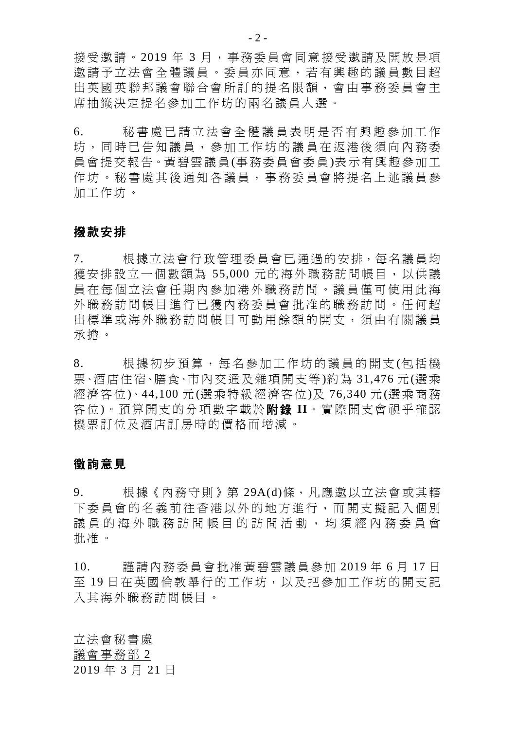接受邀請。2019 年 3 月，事務委員會同意接受邀請及開放是項邀請予立法會全體議員。委員亦同意，若有興趣的議員數目超出英國英聯邦議會聯合會所訂的提名限額，會由事務委員會主席抽籤決定提名參加工作坊的兩名議員人選。

6. 秘書處已請立法會全體議員表明是否有興趣參加工作坊，同時已告知議員，參加工作坊的議員在返港後須向內務委員會提交報告。黃碧雲議員(事務委員會委員)表示有興趣參加工作坊。秘書處其後通知各議員，事務委員會將提名上述議員參加工作坊。

## 撥款安排

7. 根據立法會行政管理委員會已通過的安排，每名議員均獲安排設立一個數額為 55,000 元的海外職務訪問帳目，以供議員在每個立法會任期內參加港外職務訪問。議員僅可使用此海外職務訪問帳目進行已獲內務委員會批准的職務訪問。任何超出標準或海外職務訪問帳目可動用餘額的開支，須由有關議員承擔。

8. 根據初步預算，每名參加工作坊的議員的開支(包括機票、酒店住宿、膳食、市內交通及雜項開支等)約為 31,476 元(選乘經濟客位)、44,100 元(選乘特級經濟客位)及 76,340 元(選乘商務客位)。預算開支的分項數字載於**附錄 II**。實際開支會視乎確認機票訂位及酒店訂房時的價格而增減。

## 徵詢意見

9. 根據《內務守則》第 29A(d)條，凡應邀以立法會或其轄下委員會的名義前往香港以外的地方進行，而開支擬記入個別議員的海外職務訪問帳目的訪問活動，均須經內務委員會批准。

10. 謹請內務委員會批准黃碧雲議員參加 2019 年 6 月 17 日至 19 日在英國倫敦舉行的工作坊，以及把參加工作坊的開支記入其海外職務訪問帳目。

立法會秘書處
議會事務部 2
2019 年 3 月 21 日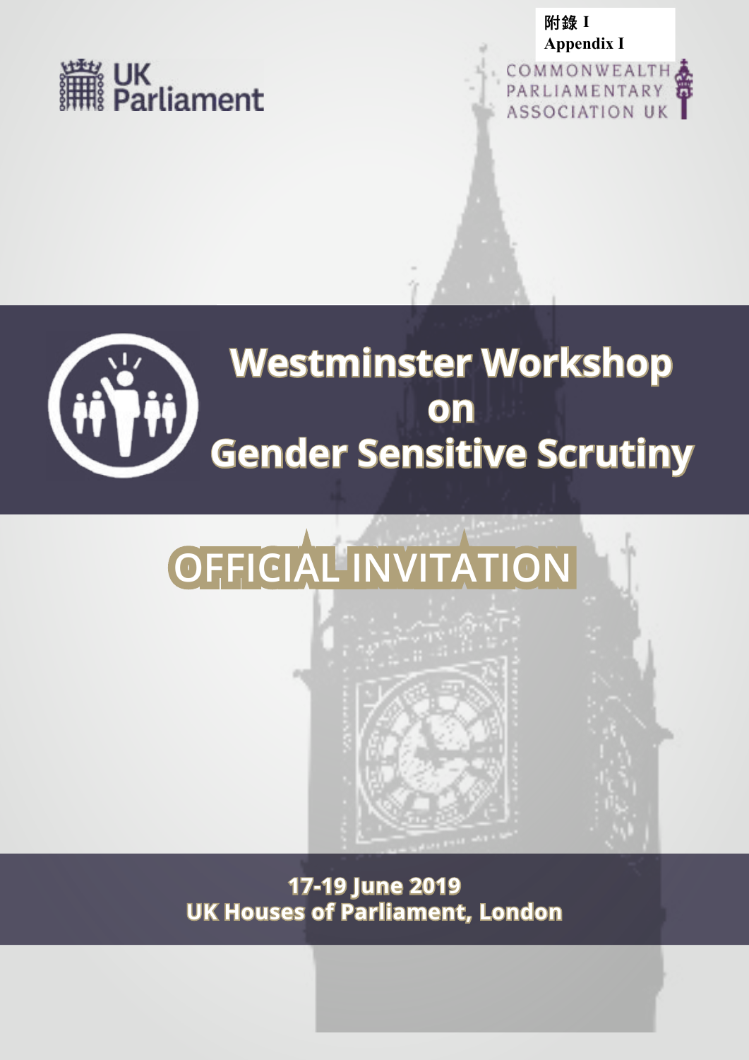附錄 I
**Appendix I**

UK Parliament

COMMONWEALTH PARLIAMENTARY ASSOCIATION UK

# Westminster Workshop on Gender Sensitive Scrutiny

## OFFICIAL INVITATION

**17-19 June 2019**
**UK Houses of Parliament, London**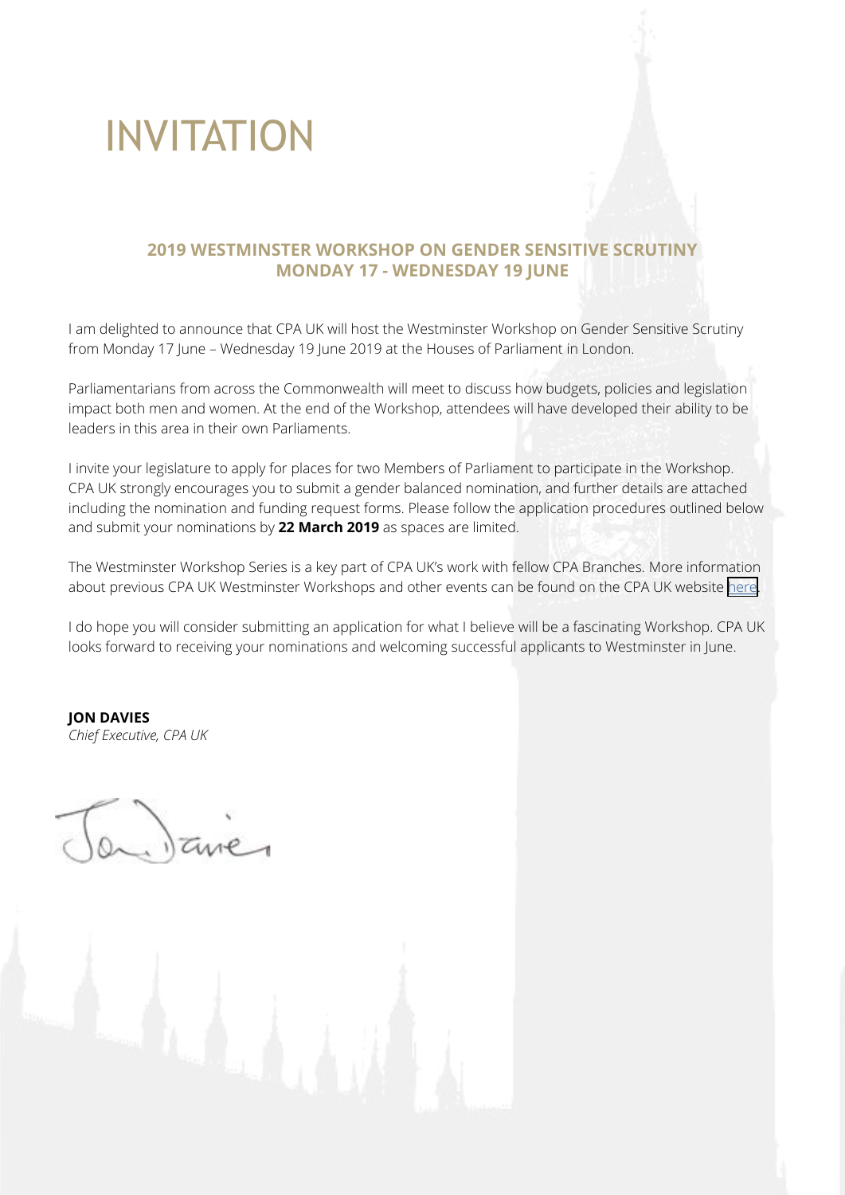# INVITATION

## 2019 WESTMINSTER WORKSHOP ON GENDER SENSITIVE SCRUTINY
## MONDAY 17 - WEDNESDAY 19 JUNE

I am delighted to announce that CPA UK will host the Westminster Workshop on Gender Sensitive Scrutiny from Monday 17 June – Wednesday 19 June 2019 at the Houses of Parliament in London.

Parliamentarians from across the Commonwealth will meet to discuss how budgets, policies and legislation impact both men and women. At the end of the Workshop, attendees will have developed their ability to be leaders in this area in their own Parliaments.

I invite your legislature to apply for places for two Members of Parliament to participate in the Workshop. CPA UK strongly encourages you to submit a gender balanced nomination, and further details are attached including the nomination and funding request forms. Please follow the application procedures outlined below and submit your nominations by **22 March 2019** as spaces are limited.

The Westminster Workshop Series is a key part of CPA UK's work with fellow CPA Branches. More information about previous CPA UK Westminster Workshops and other events can be found on the CPA UK website here.

I do hope you will consider submitting an application for what I believe will be a fascinating Workshop. CPA UK looks forward to receiving your nominations and welcoming successful applicants to Westminster in June.

**JON DAVIES**
*Chief Executive, CPA UK*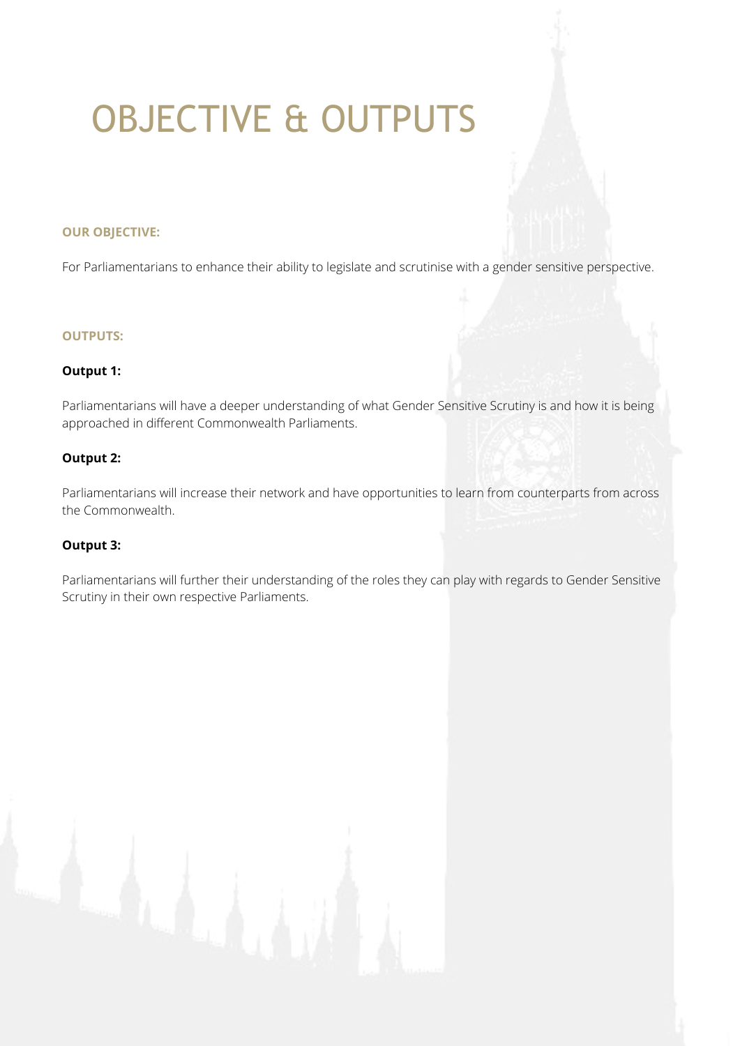# OBJECTIVE & OUTPUTS

**OUR OBJECTIVE:**

For Parliamentarians to enhance their ability to legislate and scrutinise with a gender sensitive perspective.

**OUTPUTS:**

**Output 1:**

Parliamentarians will have a deeper understanding of what Gender Sensitive Scrutiny is and how it is being approached in different Commonwealth Parliaments.

**Output 2:**

Parliamentarians will increase their network and have opportunities to learn from counterparts from across the Commonwealth.

**Output 3:**

Parliamentarians will further their understanding of the roles they can play with regards to Gender Sensitive Scrutiny in their own respective Parliaments.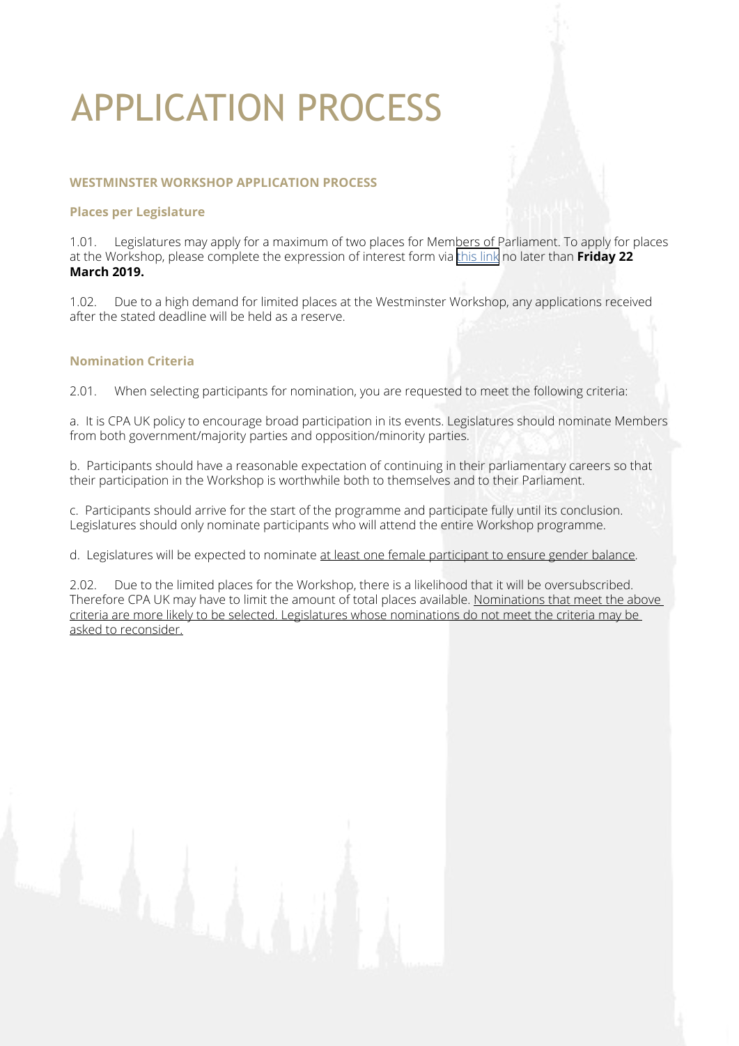# APPLICATION PROCESS

### WESTMINSTER WORKSHOP APPLICATION PROCESS

#### Places per Legislature

1.01. Legislatures may apply for a maximum of two places for Members of Parliament. To apply for places at the Workshop, please complete the expression of interest form via this link no later than **Friday 22 March 2019.**

1.02. Due to a high demand for limited places at the Westminster Workshop, any applications received after the stated deadline will be held as a reserve.

#### Nomination Criteria

2.01. When selecting participants for nomination, you are requested to meet the following criteria:

a. It is CPA UK policy to encourage broad participation in its events. Legislatures should nominate Members from both government/majority parties and opposition/minority parties.

b. Participants should have a reasonable expectation of continuing in their parliamentary careers so that their participation in the Workshop is worthwhile both to themselves and to their Parliament.

c. Participants should arrive for the start of the programme and participate fully until its conclusion. Legislatures should only nominate participants who will attend the entire Workshop programme.

d. Legislatures will be expected to nominate at least one female participant to ensure gender balance.

2.02. Due to the limited places for the Workshop, there is a likelihood that it will be oversubscribed. Therefore CPA UK may have to limit the amount of total places available. Nominations that meet the above criteria are more likely to be selected. Legislatures whose nominations do not meet the criteria may be asked to reconsider.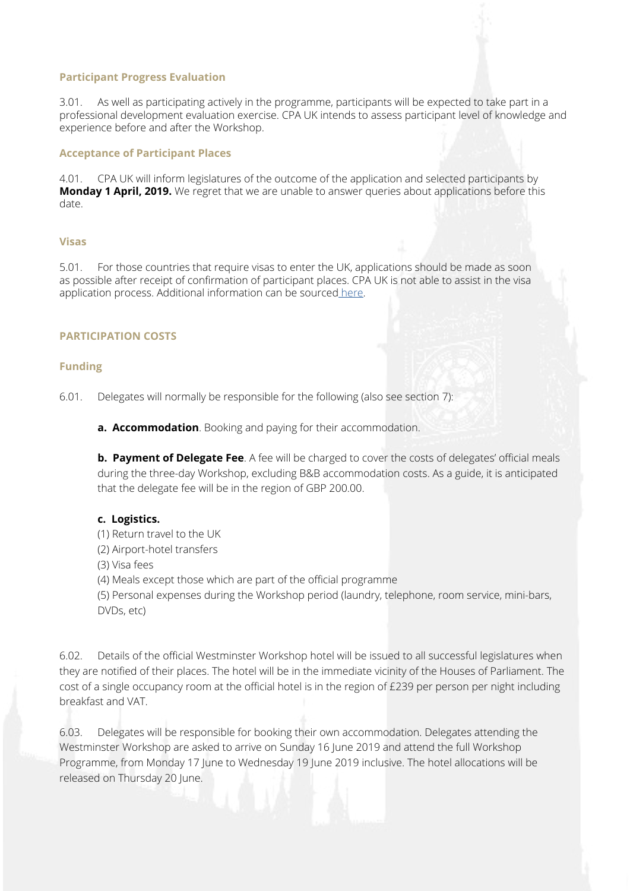### Participant Progress Evaluation

3.01. As well as participating actively in the programme, participants will be expected to take part in a professional development evaluation exercise. CPA UK intends to assess participant level of knowledge and experience before and after the Workshop.

### Acceptance of Participant Places

4.01. CPA UK will inform legislatures of the outcome of the application and selected participants by **Monday 1 April, 2019.** We regret that we are unable to answer queries about applications before this date.

### Visas

5.01. For those countries that require visas to enter the UK, applications should be made as soon as possible after receipt of confirmation of participant places. CPA UK is not able to assist in the visa application process. Additional information can be sourced here.

## PARTICIPATION COSTS

### Funding

6.01. Delegates will normally be responsible for the following (also see section 7):

**a. Accommodation**. Booking and paying for their accommodation.

**b. Payment of Delegate Fee**. A fee will be charged to cover the costs of delegates' official meals during the three-day Workshop, excluding B&B accommodation costs. As a guide, it is anticipated that the delegate fee will be in the region of GBP 200.00.

**c. Logistics.**

(1) Return travel to the UK
(2) Airport-hotel transfers
(3) Visa fees
(4) Meals except those which are part of the official programme
(5) Personal expenses during the Workshop period (laundry, telephone, room service, mini-bars, DVDs, etc)

6.02. Details of the official Westminster Workshop hotel will be issued to all successful legislatures when they are notified of their places. The hotel will be in the immediate vicinity of the Houses of Parliament. The cost of a single occupancy room at the official hotel is in the region of £239 per person per night including breakfast and VAT.

6.03. Delegates will be responsible for booking their own accommodation. Delegates attending the Westminster Workshop are asked to arrive on Sunday 16 June 2019 and attend the full Workshop Programme, from Monday 17 June to Wednesday 19 June 2019 inclusive. The hotel allocations will be released on Thursday 20 June.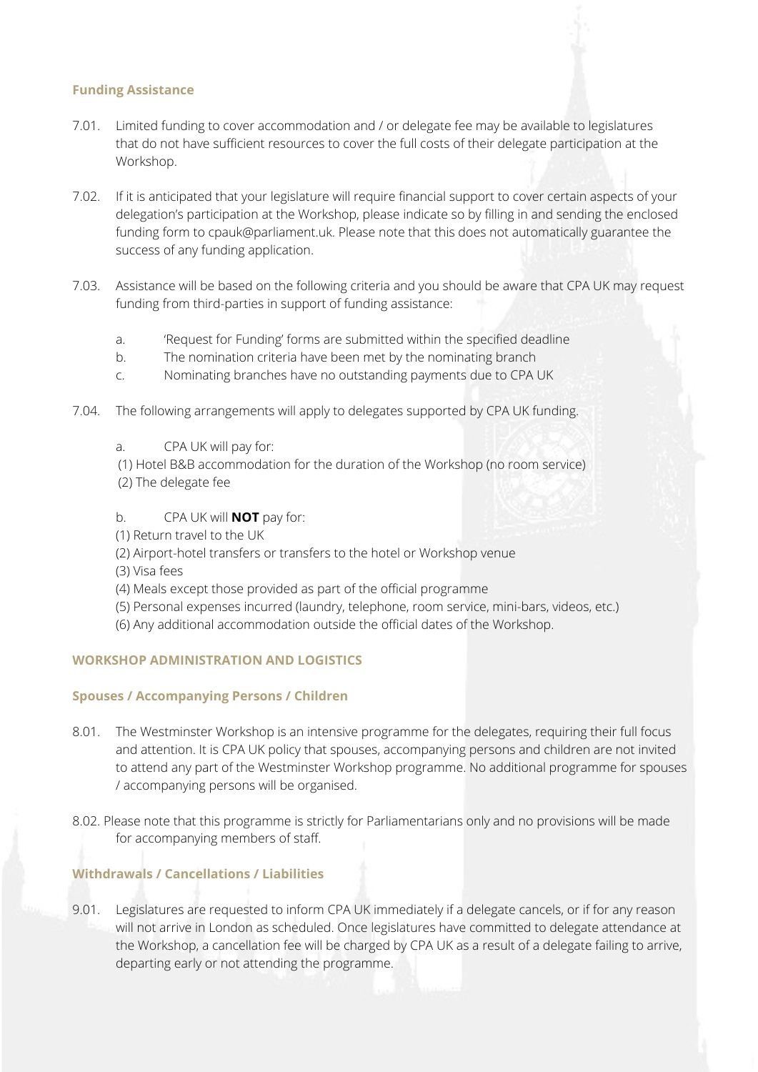### Funding Assistance

7.01. Limited funding to cover accommodation and / or delegate fee may be available to legislatures that do not have sufficient resources to cover the full costs of their delegate participation at the Workshop.

7.02. If it is anticipated that your legislature will require financial support to cover certain aspects of your delegation's participation at the Workshop, please indicate so by filling in and sending the enclosed funding form to cpauk@parliament.uk. Please note that this does not automatically guarantee the success of any funding application.

7.03. Assistance will be based on the following criteria and you should be aware that CPA UK may request funding from third-parties in support of funding assistance:

a. 'Request for Funding' forms are submitted within the specified deadline
b. The nomination criteria have been met by the nominating branch
c. Nominating branches have no outstanding payments due to CPA UK

7.04. The following arrangements will apply to delegates supported by CPA UK funding.

a. CPA UK will pay for:
(1) Hotel B&B accommodation for the duration of the Workshop (no room service)
(2) The delegate fee

b. CPA UK will **NOT** pay for:
(1) Return travel to the UK
(2) Airport-hotel transfers or transfers to the hotel or Workshop venue
(3) Visa fees
(4) Meals except those provided as part of the official programme
(5) Personal expenses incurred (laundry, telephone, room service, mini-bars, videos, etc.)
(6) Any additional accommodation outside the official dates of the Workshop.

## WORKSHOP ADMINISTRATION AND LOGISTICS

### Spouses / Accompanying Persons / Children

8.01. The Westminster Workshop is an intensive programme for the delegates, requiring their full focus and attention. It is CPA UK policy that spouses, accompanying persons and children are not invited to attend any part of the Westminster Workshop programme. No additional programme for spouses / accompanying persons will be organised.

8.02. Please note that this programme is strictly for Parliamentarians only and no provisions will be made for accompanying members of staff.

### Withdrawals / Cancellations / Liabilities

9.01. Legislatures are requested to inform CPA UK immediately if a delegate cancels, or if for any reason will not arrive in London as scheduled. Once legislatures have committed to delegate attendance at the Workshop, a cancellation fee will be charged by CPA UK as a result of a delegate failing to arrive, departing early or not attending the programme.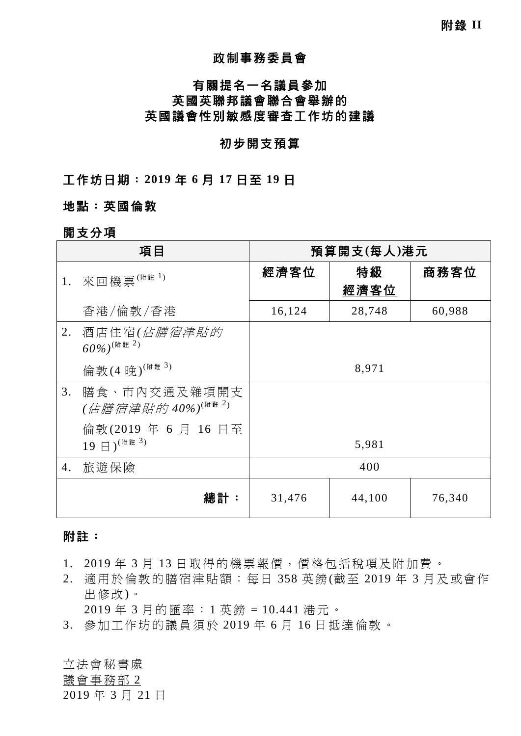**附錄 II**

# 政制事務委員會

## 有關提名一名議員參加 英國英聯邦議會聯合會舉辦的 英國議會性別敏感度審查工作坊的建議

## 初步開支預算

**工作坊日期：2019 年 6 月 17 日至 19 日**

**地點：英國倫敦**

**開支分項**

| 項目 | 預算開支(每人)港元 | | |
|---|---|---|---|
| 1. 來回機票(附註 1) | <u>經濟客位</u> | <u>特級經濟客位</u> | <u>商務客位</u> |
| 香港/倫敦/香港 | 16,124 | 28,748 | 60,988 |
| 2. 酒店住宿(*佔膳宿津貼的 60%*)(附註 2) 倫敦(4 晚)(附註 3) | 8,971 | | |
| 3. 膳食、市內交通及雜項開支 (*佔膳宿津貼的 40%*)(附註 2) 倫敦(2019 年 6 月 16 日至 19 日)(附註 3) | 5,981 | | |
| 4. 旅遊保險 | 400 | | |
| **總計：** | 31,476 | 44,100 | 76,340 |

**附註：**

1. 2019 年 3 月 13 日取得的機票報價，價格包括稅項及附加費。
2. 適用於倫敦的膳宿津貼額：每日 358 英鎊(截至 2019 年 3 月及或會作出修改)。
   2019 年 3 月的匯率：1 英鎊 = 10.441 港元。
3. 參加工作坊的議員須於 2019 年 6 月 16 日抵達倫敦。

立法會秘書處
<u>議會事務部 2</u>
2019 年 3 月 21 日